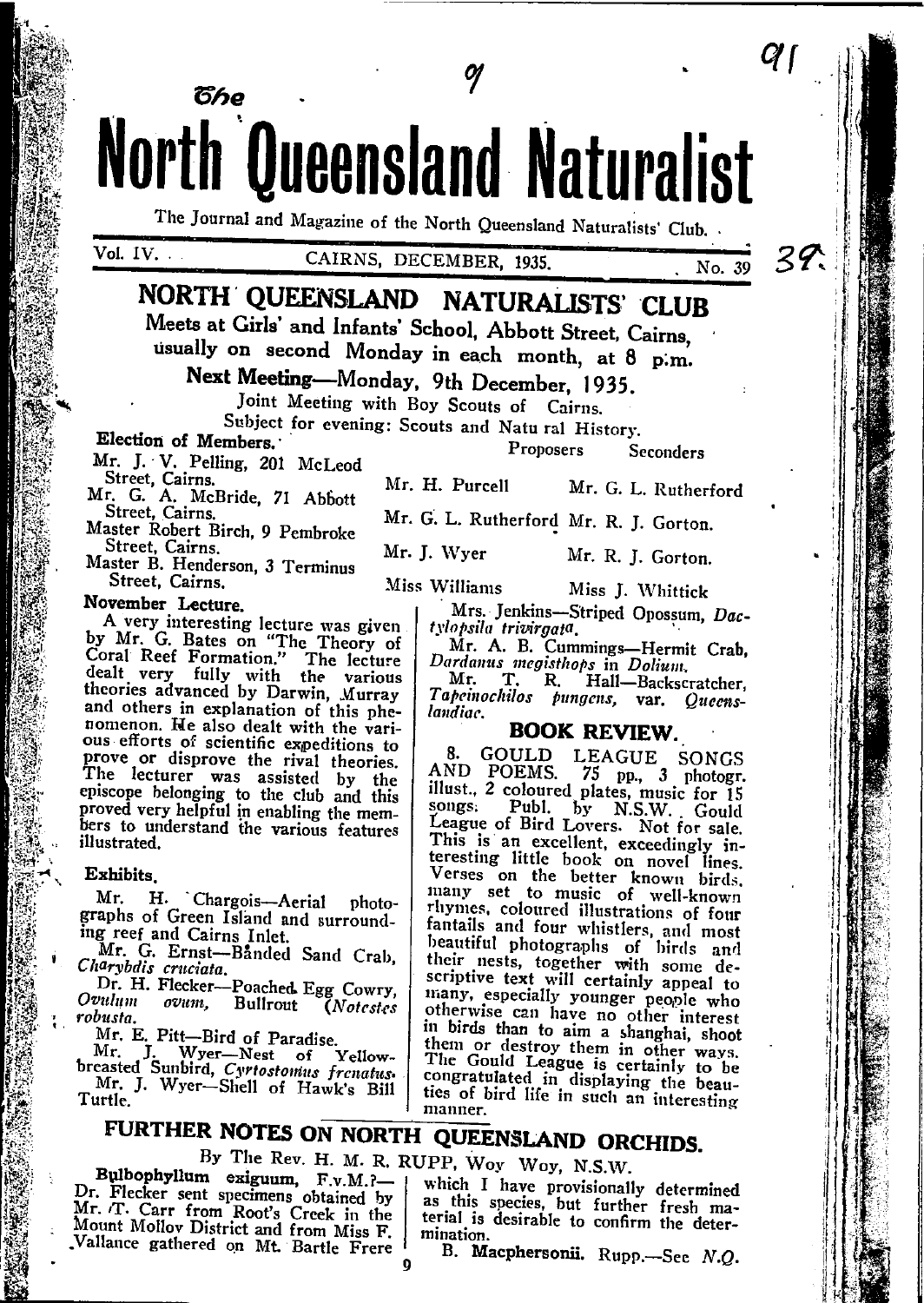# The North Queensland Naturalist

The Journal and Magazine of the North Queensland Naturalists' Club.

Vol. IV. CAIRNS, DECEMBER, 1935. No. 39

## NORTH QUEENSLAND NATURALISTS' CLUB

Meets at Girls' and Infants' School, Abbott Street, Cairns, usually on second Monday in each month, at 8 p.m.

**Next Meeting—Monday, 9th December, 1935.**

Joint Meeting with Boy Scouts of Cairns.

Subject for evening: Scouts and Natural History.

**Election of Members.**

| | Proposers | Seconders |
|---|---|---|
| Mr. J. V. Pelling, 201 McLeod Street, Cairns. | Mr. H. Purcell | Mr. G. L. Rutherford |
| Mr. G. A. McBride, 71 Abbott Street, Cairns. | Mr. G. L. Rutherford | Mr. R. J. Gorton. |
| Master Robert Birch, 9 Pembroke Street, Cairns. | Mr. J. Wyer | Mr. R. J. Gorton. |
| Master B. Henderson, 3 Terminus Street, Cairns. | Miss Williams | Miss J. Whittick |

**November Lecture.**

A very interesting lecture was given by Mr. G. Bates on "The Theory of Coral Reef Formation." The lecture dealt very fully with the various theories advanced by Darwin, Murray and others in explanation of this phenomenon. He also dealt with the various efforts of scientific expeditions to prove or disprove the rival theories. The lecturer was assisted by the episcope belonging to the club and this proved very helpful in enabling the members to understand the various features illustrated.

**Exhibits.**

Mr. H. Chargois—Aerial photographs of Green Island and surrounding reef and Cairns Inlet.

Mr. G. Ernst—Banded Sand Crab, *Charybdis cruciata.*

Dr. H. Flecker—Poached Egg Cowry, *Ovulum ovum*, Bullrout (*Notestes robusta.*

Mr. E. Pitt—Bird of Paradise.

Mr. J. Wyer—Nest of Yellow-breasted Sunbird, *Cyrtostomus frenatus.*

Mr. J. Wyer—Shell of Hawk's Bill Turtle.

Mrs. Jenkins—Striped Opossum, *Dactylopsila trivirgata.*

Mr. A. B. Cummings—Hermit Crab, *Dardanus megisthops* in *Dolium.*

Mr. T. R. Hall—Backscratcher, *Tapeinochilos pungens*, var. *Queenslandiae.*

## BOOK REVIEW.

8. GOULD LEAGUE SONGS AND POEMS. 75 pp., 3 photogr. illust., 2 coloured plates, music for 15 songs. Publ. by N.S.W. Gould League of Bird Lovers. Not for sale. This is an excellent, exceedingly interesting little book on novel lines. Verses on the better known birds, many set to music of well-known rhymes, coloured illustrations of four fantails and four whistlers, and most beautiful photographs of birds and their nests, together with some descriptive text will certainly appeal to many, especially younger people who otherwise can have no other interest in birds than to aim a shanghai, shoot them or destroy them in other ways. The Gould League is certainly to be congratulated in displaying the beauties of bird life in such an interesting manner.

## FURTHER NOTES ON NORTH QUEENSLAND ORCHIDS.

By The Rev. H. M. R. RUPP, Woy Woy, N.S.W.

**Bulbophyllum exiguum,** F.v.M.?—Dr. Flecker sent specimens obtained by Mr. T. Carr from Root's Creek in the Mount Molloy District and from Miss F. Vallance gathered on Mt. Bartle Frere which I have provisionally determined as this species, but further fresh material is desirable to confirm the determination.

**B. Macphersonii.** Rupp.—See *N.Q.*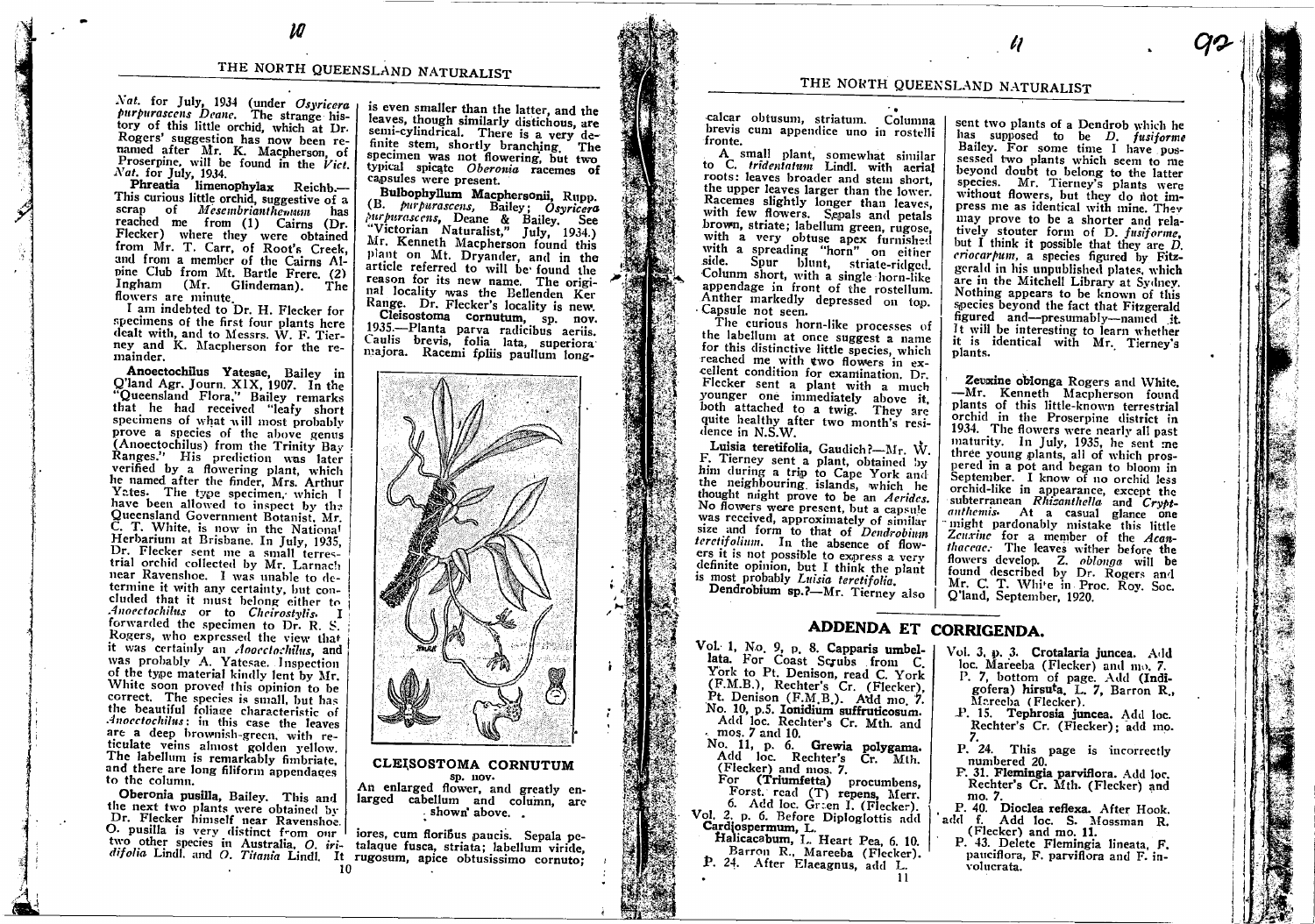*Nat.* for July, 1934 (under *Osyricera purpurascens Deane*. The strange history of this little orchid, which at Dr. Rogers' suggestion has now been renamed after Mr. K. Macpherson, of Proserpine, will be found in the *Vict. Nat.* for July, 1934.

**Phreatia limenophylax** Reichb.—This curious little orchid, suggestive of a scrap of *Mesembrianthemum* has reached me from (1) Cairns (Dr. Flecker) where they were obtained from Mr. T. Carr, of Root's Creek, and from a member of the Cairns Alpine Club from Mt. Bartle Frere. (2) Ingham (Mr. Glindeman). The flowers are minute.

I am indebted to Dr. H. Flecker for specimens of the first four plants here dealt with, and to Messrs. W. F. Tierney and K. Macpherson for the remainder.

**Anoectochilus Yatesae,** Bailey in Q'land Agr. Journ. XIX, 1907. In the "Queensland Flora," Bailey remarks that he had received "leafy short specimens of what will most probably prove a species of the above genus (Anoectochilus) from the Trinity Bay Ranges." His prediction was later verified by a flowering plant, which he named after the finder, Mrs. Arthur Yates. The type specimen, which I have been allowed to inspect by the Queensland Government Botanist, Mr. C. T. White, is now in the National Herbarium at Brisbane. In July, 1935, Dr. Flecker sent me a small terrestrial orchid collected by Mr. Larnach near Ravenshoe. I was unable to determine it with any certainty, but concluded that it must belong either to *Anoectochilus* or to *Cheirostylis.* I forwarded the specimen to Dr. R. S. Rogers, who expressed the view that it was certainly an *Anoectochilus*, and was probably A. Yatesae. Inspection of the type material kindly lent by Mr. White soon proved this opinion to be correct. The species is small, but has the beautiful foliage characteristic of *Anoectochilus*: in this case the leaves are a deep brownish-green, with reticulate veins almost golden yellow. The labellum is remarkably fimbriate, and there are long filiform appendages to the column.

**Oberonia pusilla,** Bailey. This and the next two plants were obtained by Dr. Flecker himself near Ravenshoe. O. pusilla is very distinct from our two other species in Australia, *O. iridifolia* Lindl. and *O. Titania* Lindl. It is even smaller than the latter, and the leaves, though similarly distichous, are semi-cylindrical. There is a very definite stem, shortly branching. The specimen was not flowering, but two typical spicate *Oberonia* racemes of capsules were present.

**Bulbophyllum Macphersonii,** Rupp. (B. *purpurascens*, Bailey; *Osyricera purpurascens*, Deane & Bailey. See "Victorian Naturalist," July, 1934.) Mr. Kenneth Macpherson found this plant on Mt. Dryander, and in the article referred to will be found the reason for its new name. The original locality was the Bellenden Ker Range. Dr. Flecker's locality is new.

**Cleisostoma cornutum,** sp. nov. 1935.—Planta parva radicibus aeriis. Caulis brevis, folia lata, superiora majora. Racemi foliis paullum longiores, cum floribus paucis. Sepala petalaque fusca, striata; labellum viride, rugosum, apice obtusissimo cornuto; calcar obtusum, striatum. Columna brevis cum appendice uno in rostelli fronte.

**CLEISOSTOMA CORNUTUM**
sp. nov.
An enlarged flower, and greatly enlarged labellum and column, are shown above.

A small plant, somewhat similar to C. *tridentatum* Lindl. with aerial roots: leaves broader and stem short, the upper leaves larger than the lower. Racemes slightly longer than leaves, with few flowers. Sepals and petals brown, striate; labellum green, rugose, with a very obtuse apex furnished with a spreading "horn" on either side. Spur blunt, striate-ridged. Column short, with a single horn-like appendage in front of the rostellum. Anther markedly depressed on top. Capsule not seen.

The curious horn-like processes of the labellum at once suggest a name for this distinctive little species, which reached me with two flowers in excellent condition for examination. Dr. Flecker sent a plant with a much younger one immediately above it, both attached to a twig. They are quite healthy after two month's residence in N.S.W.

**Luisia teretifolia,** Gaudich?—Mr. W. F. Tierney sent a plant, obtained by him during a trip to Cape York and the neighbouring islands, which he thought might prove to be an *Aerides*. No flowers were present, but a capsule was received, approximately of similar size and form to that of *Dendrobium teretifolium*. In the absence of flowers it is not possible to express a very definite opinion, but I think the plant is most probably *Luisia teretifolia*.

**Dendrobium sp.?**—Mr. Tierney also sent two plants of a Dendrob which he has supposed to be *D. fusiforme* Bailey. For some time I have possessed two plants which seem to me beyond doubt to belong to the latter species. Mr. Tierney's plants were without flowers, but they do not impress me as identical with mine. They may prove to be a shorter and relatively stouter form of D. *fusiforme*, but I think it possible that they are *D. eriocarpum*, a species figured by Fitzgerald in his unpublished plates, which are in the Mitchell Library at Sydney. Nothing appears to be known of this species beyond the fact that Fitzgerald figured and—presumably—named it. It will be interesting to learn whether it is identical with Mr. Tierney's plants.

**Zeuxine oblonga** Rogers and White. —Mr. Kenneth Macpherson found plants of this little-known terrestrial orchid in the Proserpine district in 1934. The flowers were nearly all past maturity. In July, 1935, he sent me three young plants, all of which prospered in a pot and began to bloom in September. I know of no orchid less orchid-like in appearance, except the subterranean *Rhizanthella* and *Cryptanthemis*. At a casual glance one might pardonably mistake this little *Zeuxine* for a member of the *Acanthaceae*. The leaves wither before the flowers develop. *Z. oblonga* will be found described by Dr. Rogers and Mr. C. T. White in Proc. Roy. Soc. Q'land, September, 1920.

## ADDENDA ET CORRIGENDA.

Vol. 1, No. 9, p. 8. **Capparis umbellata.** For Coast Scrubs from C. York to Pt. Denison, read C. York (F.M.B.), Rechter's Cr. (Flecker), Pt. Denison (F.M.B.). Add mo. 7.

No. 10, p.5. **Ionidium suffruticosum.** Add loc. Rechter's Cr. Mth. and mos. 7 and 10.

No. 11, p. 6. **Grewia polygama.** Add loc. Rechter's Cr. Mth. (Flecker) and mos. 7.

For (**Triumfetta**) procumbens, Forst. read (T) repens, Merr.

6. Add loc. Green I. (Flecker).

Vol. 2, p. 6. Before Diploglottis add **Cardiospermum,** L.

Halicacabum, L. Heart Pea, 6. 10. Barron R., Mareeba (Flecker).

P. 24. After Elaeagnus, add L.

Vol. 3, p. 3. **Crotalaria juncea.** Add loc. Mareeba (Flecker) and mo. 7.

P. 7, bottom of page. Add (**Indigofera**) **hirsuta,** L. 7, Barron R., Mareeba (Flecker).

P. 15. **Tephrosia juncea.** Add loc. Rechter's Cr. (Flecker); add mo. 7.

P. 24. This page is incorrectly numbered 20.

P. 31. **Flemingia parviflora.** Add loc. Rechter's Cr. Mth. (Flecker) and mo. 7.

P. 40. **Dioclea reflexa.** After Hook. add f. Add loc. S. Mossman R. (Flecker) and mo. 11.

P. 43. Delete Flemingia lineata, F. pauciflora, F. parviflora and F. involucrata.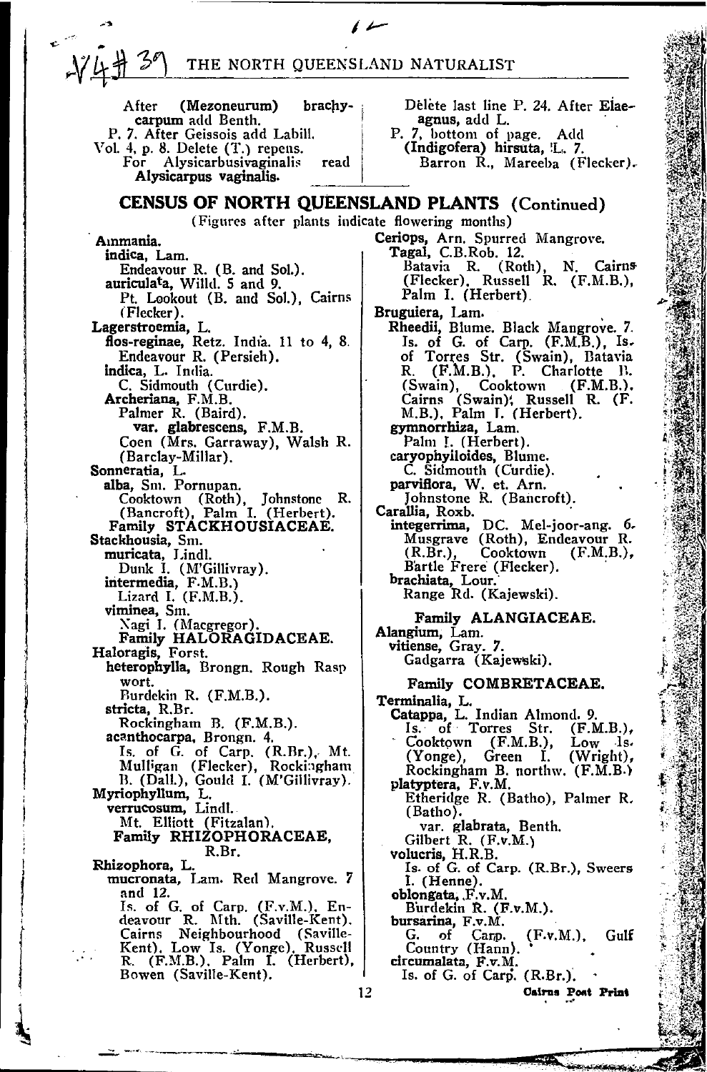After **(Mezoneurum) brachycarpum** add Benth.
P. 7. After Geissois add Labill.
Vol. 4, p. 8. Delete (T.) repens.
For Alysicarbusivaginalis read **Alysicarpus vaginalis.**

Délete last line P. 24. After **Elaeagnus,** add L.
P. 7, bottom of page. Add **(Indigofera) hirsuta,** L. 7.
Barron R., Mareeba (Flecker).

## CENSUS OF NORTH QUEENSLAND PLANTS (Continued)

(Figures after plants indicate flowering months)

**Ammania.**
**indica,** Lam.
Endeavour R. (B. and Sol.).
**auriculata,** Willd. 5 and 9.
Pt. Lookout (B. and Sol.), Cairns (Flecker).

**Lagerstroemia,** L.
**flos-reginae,** Retz. India. 11 to 4, 8.
Endeavour R. (Persieh).
**indica,** L. India.
C. Sidmouth (Curdie).
**Archeriana,** F.M.B.
Palmer R. (Baird).
**var. glabrescens,** F.M.B.
Coen (Mrs. Garraway), Walsh R. (Barclay-Millar).

**Sonneratia,** L.
**alba,** Sm. Pornupan.
Cooktown (Roth), Johnstone R. (Bancroft), Palm I. (Herbert).

### Family STACKHOUSIACEAE.

**Stackhousia,** Sm.
**muricata,** Lindl.
Dunk I. (M'Gillivray).
**intermedia,** F.M.B.)
Lizard I. (F.M.B.).
**viminea,** Sm.
Nagi I. (Macgregor).

### Family HALORAGIDACEAE.

**Haloragis,** Forst.
**heterophylla,** Brongn. Rough Rasp wort.
Burdekin R. (F.M.B.).
**stricta,** R.Br.
Rockingham B. (F.M.B.).
**acanthocarpa,** Brongn. 4.
Is. of G. of Carp. (R.Br.), Mt. Mulligan (Flecker), Rockingham B. (Dall.), Gould I. (M'Gillivray).

**Myriophyllum,** L.
**verrucosum,** Lindl.
Mt. Elliott (Fitzalan).

### Family RHIZOPHORACEAE, R.Br.

**Rhizophora,** L.
**mucronata,** Lam. Red Mangrove. 7 and 12.
Is. of G. of Carp. (F.v.M.), Endeavour R. Mth. (Saville-Kent). Cairns Neighbourhood (Saville-Kent), Low Is. (Yonge), Russell R. (F.M.B.). Palm I. (Herbert), Bowen (Saville-Kent).

**Ceriops,** Arn. Spurred Mangrove.
**Tagal,** C.B.Rob. 12.
Batavia R. (Roth), N. Cairns (Flecker), Russell R. (F.M.B.), Palm I. (Herbert).

**Bruguiera,** Lam.
**Rheedii,** Blume. Black Mangrove. 7.
Is. of G. of Carp. (F.M.B.), Is. of Torres Str. (Swain), Batavia R. (F.M.B.), P. Charlotte B. (Swain), Cooktown (F.M.B.). Cairns (Swain), Russell R. (F. M.B.), Palm I. (Herbert).
**gymnorrhiza,** Lam.
Palm I. (Herbert).
**caryophylloides,** Blume.
C. Sidmouth (Curdie).
**parviflora,** W. et. Arn.
Johnstone R. (Bancroft).

**Carallia,** Roxb.
**integerrima,** DC. Mel-joor-ang. 6.
Musgrave (Roth), Endeavour R. (R.Br.), Cooktown (F.M.B.), Bartle Frere (Flecker).
**brachiata,** Lour.
Range Rd. (Kajewski).

### Family ALANGIACEAE.

**Alangium,** Lam.
**vitiense,** Gray. 7.
Gadgarra (Kajewski).

### Family COMBRETACEAE.

**Terminalia,** L.
**Catappa,** L. Indian Almond. 9.
Is. of Torres Str. (F.M.B.), Cooktown (F.M.B.), Low Is. (Yonge), Green I. (Wright), Rockingham B. northw. (F.M.B.)
**platyptera,** F.v.M.
Etheridge R. (Batho), Palmer R. (Batho).
var. **glabrata,** Benth.
Gilbert R. (F.v.M.)
**volucris,** H.R.B.
Is. of G. of Carp. (R.Br.), Sweers I. (Henne).
**oblongata,** F.v.M.
Burdekin R. (F.v.M.).
**bursarina,** F.v.M.
G. of Carp. (F.v.M.), Gulf Country (Hann).
**circumalata,** F.v.M.
Is. of G. of Carp. (R.Br.).

Cairns Post Print